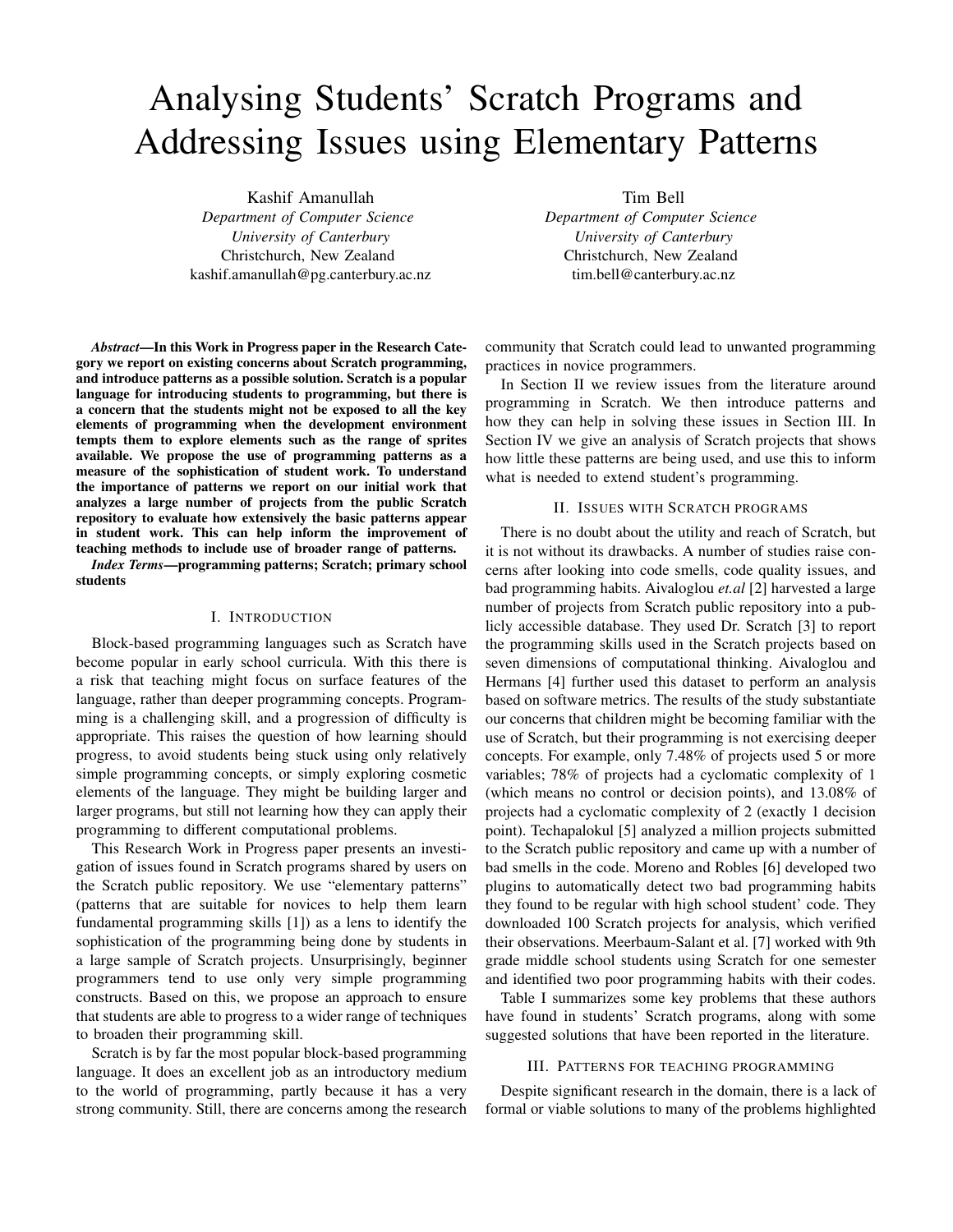# Analysing Students' Scratch Programs and Addressing Issues using Elementary Patterns

Kashif Amanullah
*Department of Computer Science*
*University of Canterbury*
Christchurch, New Zealand
kashif.amanullah@pg.canterbury.ac.nz

Tim Bell
*Department of Computer Science*
*University of Canterbury*
Christchurch, New Zealand
tim.bell@canterbury.ac.nz

***Abstract*—In this Work in Progress paper in the Research Category we report on existing concerns about Scratch programming, and introduce patterns as a possible solution. Scratch is a popular language for introducing students to programming, but there is a concern that the students might not be exposed to all the key elements of programming when the development environment tempts them to explore elements such as the range of sprites available. We propose the use of programming patterns as a measure of the sophistication of student work. To understand the importance of patterns we report on our initial work that analyzes a large number of projects from the public Scratch repository to evaluate how extensively the basic patterns appear in student work. This can help inform the improvement of teaching methods to include use of broader range of patterns.**

***Index Terms*—programming patterns; Scratch; primary school students**

## I. Introduction

Block-based programming languages such as Scratch have become popular in early school curricula. With this there is a risk that teaching might focus on surface features of the language, rather than deeper programming concepts. Programming is a challenging skill, and a progression of difficulty is appropriate. This raises the question of how learning should progress, to avoid students being stuck using only relatively simple programming concepts, or simply exploring cosmetic elements of the language. They might be building larger and larger programs, but still not learning how they can apply their programming to different computational problems.

This Research Work in Progress paper presents an investigation of issues found in Scratch programs shared by users on the Scratch public repository. We use "elementary patterns" (patterns that are suitable for novices to help them learn fundamental programming skills [1]) as a lens to identify the sophistication of the programming being done by students in a large sample of Scratch projects. Unsurprisingly, beginner programmers tend to use only very simple programming constructs. Based on this, we propose an approach to ensure that students are able to progress to a wider range of techniques to broaden their programming skill.

Scratch is by far the most popular block-based programming language. It does an excellent job as an introductory medium to the world of programming, partly because it has a very strong community. Still, there are concerns among the research community that Scratch could lead to unwanted programming practices in novice programmers.

In Section II we review issues from the literature around programming in Scratch. We then introduce patterns and how they can help in solving these issues in Section III. In Section IV we give an analysis of Scratch projects that shows how little these patterns are being used, and use this to inform what is needed to extend student's programming.

## II. Issues with Scratch programs

There is no doubt about the utility and reach of Scratch, but it is not without its drawbacks. A number of studies raise concerns after looking into code smells, code quality issues, and bad programming habits. Aivaloglou *et.al* [2] harvested a large number of projects from Scratch public repository into a publicly accessible database. They used Dr. Scratch [3] to report the programming skills used in the Scratch projects based on seven dimensions of computational thinking. Aivaloglou and Hermans [4] further used this dataset to perform an analysis based on software metrics. The results of the study substantiate our concerns that children might be becoming familiar with the use of Scratch, but their programming is not exercising deeper concepts. For example, only 7.48% of projects used 5 or more variables; 78% of projects had a cyclomatic complexity of 1 (which means no control or decision points), and 13.08% of projects had a cyclomatic complexity of 2 (exactly 1 decision point). Techapalokul [5] analyzed a million projects submitted to the Scratch public repository and came up with a number of bad smells in the code. Moreno and Robles [6] developed two plugins to automatically detect two bad programming habits they found to be regular with high school student' code. They downloaded 100 Scratch projects for analysis, which verified their observations. Meerbaum-Salant et al. [7] worked with 9th grade middle school students using Scratch for one semester and identified two poor programming habits with their codes.

Table I summarizes some key problems that these authors have found in students' Scratch programs, along with some suggested solutions that have been reported in the literature.

## III. Patterns for teaching programming

Despite significant research in the domain, there is a lack of formal or viable solutions to many of the problems highlighted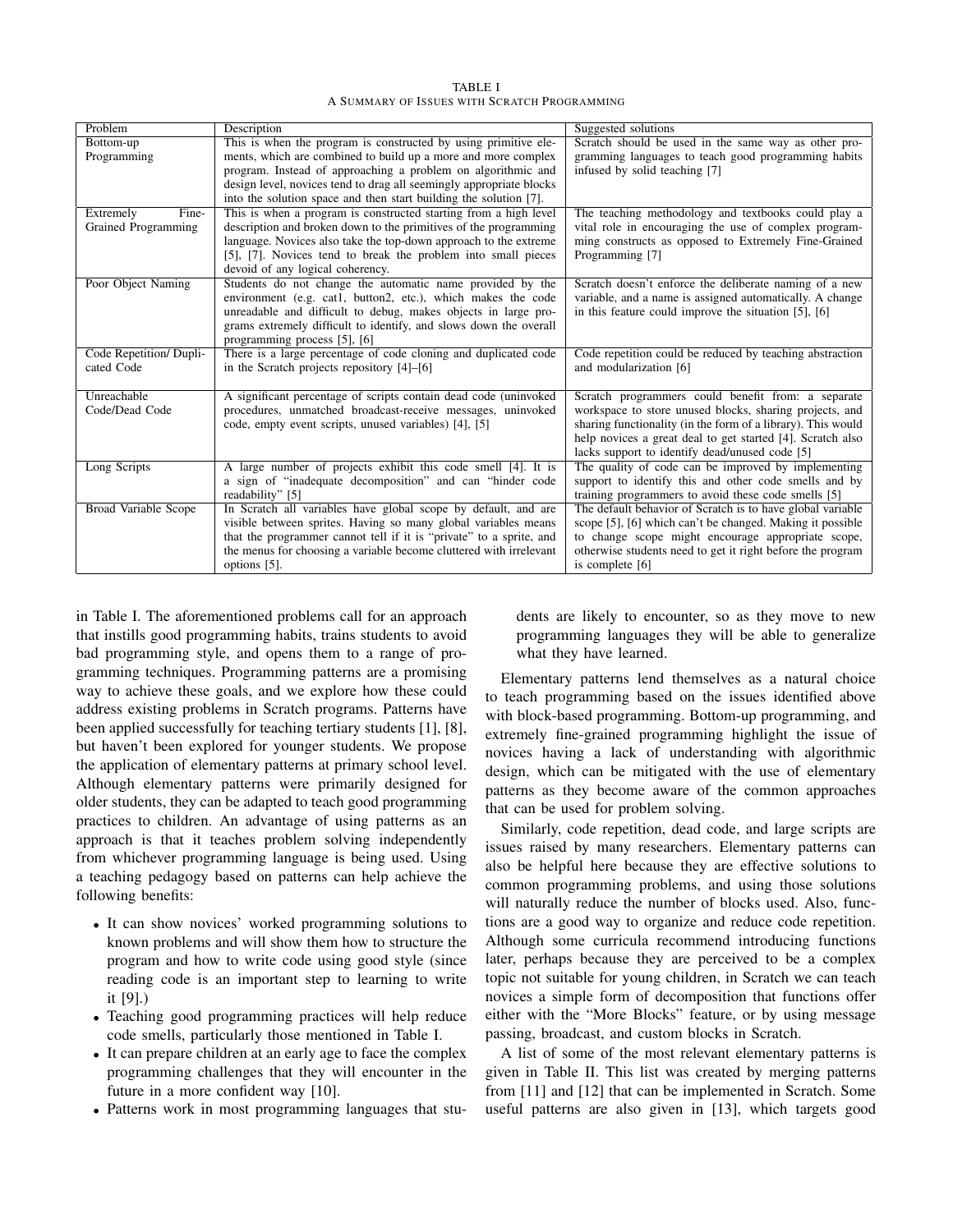TABLE I
A SUMMARY OF ISSUES WITH SCRATCH PROGRAMMING

| Problem | Description | Suggested solutions |
|---|---|---|
| Bottom-up Programming | This is when the program is constructed by using primitive elements, which are combined to build up a more and more complex program. Instead of approaching a problem on algorithmic and design level, novices tend to drag all seemingly appropriate blocks into the solution space and then start building the solution [7]. | Scratch should be used in the same way as other programming languages to teach good programming habits infused by solid teaching [7] |
| Extremely Fine-Grained Programming | This is when a program is constructed starting from a high level description and broken down to the primitives of the programming language. Novices also take the top-down approach to the extreme [5], [7]. Novices tend to break the problem into small pieces devoid of any logical coherency. | The teaching methodology and textbooks could play a vital role in encouraging the use of complex programming constructs as opposed to Extremely Fine-Grained Programming [7] |
| Poor Object Naming | Students do not change the automatic name provided by the environment (e.g. cat1, button2, etc.), which makes the code unreadable and difficult to debug, makes objects in large programs extremely difficult to identify, and slows down the overall programming process [5], [6] | Scratch doesn't enforce the deliberate naming of a new variable, and a name is assigned automatically. A change in this feature could improve the situation [5], [6] |
| Code Repetition/ Duplicated Code | There is a large percentage of code cloning and duplicated code in the Scratch projects repository [4]–[6] | Code repetition could be reduced by teaching abstraction and modularization [6] |
| Unreachable Code/Dead Code | A significant percentage of scripts contain dead code (uninvoked procedures, unmatched broadcast-receive messages, uninvoked code, empty event scripts, unused variables) [4], [5] | Scratch programmers could benefit from: a separate workspace to store unused blocks, sharing projects, and sharing functionality (in the form of a library). This would help novices a great deal to get started [4]. Scratch also lacks support to identify dead/unused code [5] |
| Long Scripts | A large number of projects exhibit this code smell [4]. It is a sign of "inadequate decomposition" and can "hinder code readability" [5] | The quality of code can be improved by implementing support to identify this and other code smells and by training programmers to avoid these code smells [5] |
| Broad Variable Scope | In Scratch all variables have global scope by default, and are visible between sprites. Having so many global variables means that the programmer cannot tell if it is "private" to a sprite, and the menus for choosing a variable become cluttered with irrelevant options [5]. | The default behavior of Scratch is to have global variable scope [5], [6] which can't be changed. Making it possible to change scope might encourage appropriate scope, otherwise students need to get it right before the program is complete [6] |

in Table I. The aforementioned problems call for an approach that instills good programming habits, trains students to avoid bad programming style, and opens them to a range of programming techniques. Programming patterns are a promising way to achieve these goals, and we explore how these could address existing problems in Scratch programs. Patterns have been applied successfully for teaching tertiary students [1], [8], but haven't been explored for younger students. We propose the application of elementary patterns at primary school level. Although elementary patterns were primarily designed for older students, they can be adapted to teach good programming practices to children. An advantage of using patterns as an approach is that it teaches problem solving independently from whichever programming language is being used. Using a teaching pedagogy based on patterns can help achieve the following benefits:

- It can show novices' worked programming solutions to known problems and will show them how to structure the program and how to write code using good style (since reading code is an important step to learning to write it [9].)
- Teaching good programming practices will help reduce code smells, particularly those mentioned in Table I.
- It can prepare children at an early age to face the complex programming challenges that they will encounter in the future in a more confident way [10].
- Patterns work in most programming languages that students are likely to encounter, so as they move to new programming languages they will be able to generalize what they have learned.

Elementary patterns lend themselves as a natural choice to teach programming based on the issues identified above with block-based programming. Bottom-up programming, and extremely fine-grained programming highlight the issue of novices having a lack of understanding with algorithmic design, which can be mitigated with the use of elementary patterns as they become aware of the common approaches that can be used for problem solving.

Similarly, code repetition, dead code, and large scripts are issues raised by many researchers. Elementary patterns can also be helpful here because they are effective solutions to common programming problems, and using those solutions will naturally reduce the number of blocks used. Also, functions are a good way to organize and reduce code repetition. Although some curricula recommend introducing functions later, perhaps because they are perceived to be a complex topic not suitable for young children, in Scratch we can teach novices a simple form of decomposition that functions offer either with the "More Blocks" feature, or by using message passing, broadcast, and custom blocks in Scratch.

A list of some of the most relevant elementary patterns is given in Table II. This list was created by merging patterns from [11] and [12] that can be implemented in Scratch. Some useful patterns are also given in [13], which targets good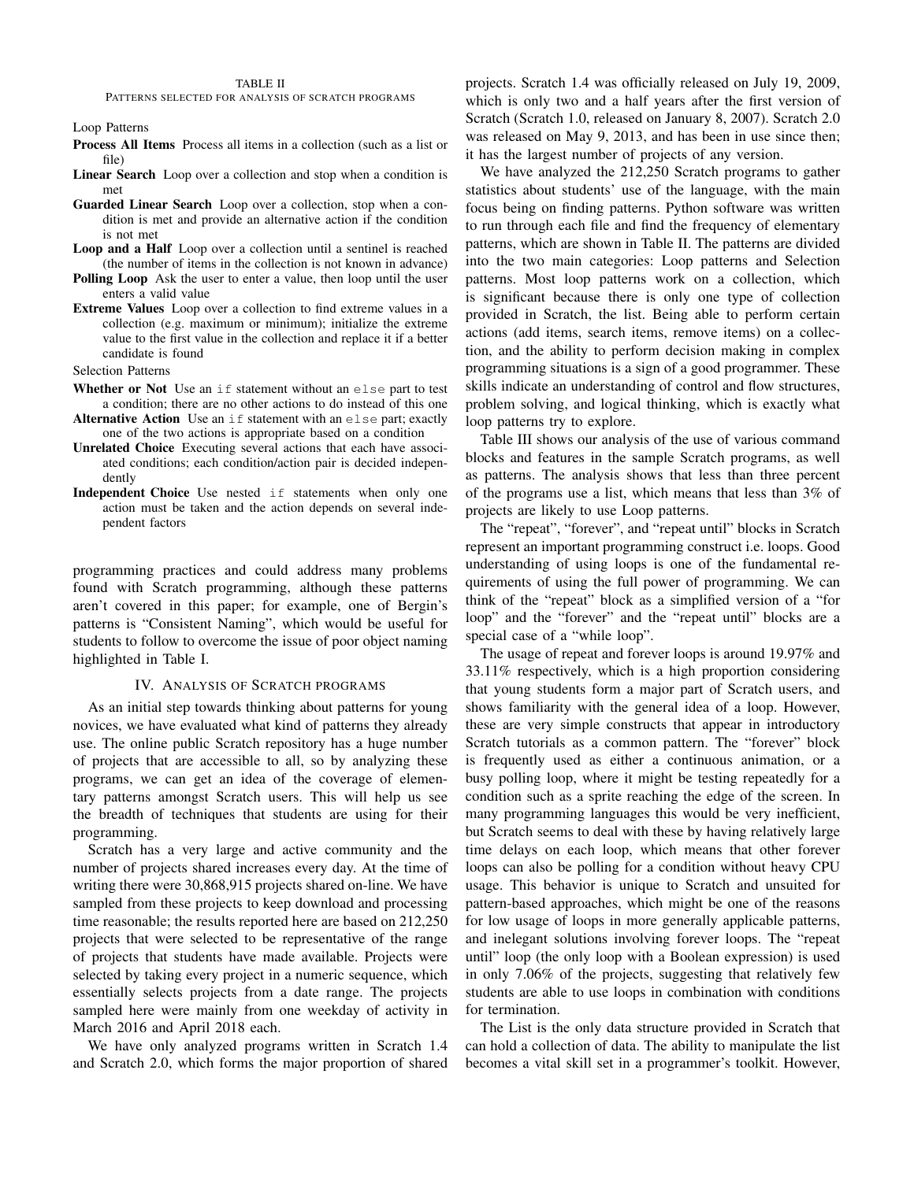TABLE II

PATTERNS SELECTED FOR ANALYSIS OF SCRATCH PROGRAMS

Loop Patterns

**Process All Items** Process all items in a collection (such as a list or file)

**Linear Search** Loop over a collection and stop when a condition is met

**Guarded Linear Search** Loop over a collection, stop when a condition is met and provide an alternative action if the condition is not met

**Loop and a Half** Loop over a collection until a sentinel is reached (the number of items in the collection is not known in advance)

**Polling Loop** Ask the user to enter a value, then loop until the user enters a valid value

**Extreme Values** Loop over a collection to find extreme values in a collection (e.g. maximum or minimum); initialize the extreme value to the first value in the collection and replace it if a better candidate is found

Selection Patterns

**Whether or Not** Use an `if` statement without an `else` part to test a condition; there are no other actions to do instead of this one

**Alternative Action** Use an `if` statement with an `else` part; exactly one of the two actions is appropriate based on a condition

**Unrelated Choice** Executing several actions that each have associated conditions; each condition/action pair is decided independently

**Independent Choice** Use nested `if` statements when only one action must be taken and the action depends on several independent factors

programming practices and could address many problems found with Scratch programming, although these patterns aren't covered in this paper; for example, one of Bergin's patterns is "Consistent Naming", which would be useful for students to follow to overcome the issue of poor object naming highlighted in Table I.

## IV. ANALYSIS OF SCRATCH PROGRAMS

As an initial step towards thinking about patterns for young novices, we have evaluated what kind of patterns they already use. The online public Scratch repository has a huge number of projects that are accessible to all, so by analyzing these programs, we can get an idea of the coverage of elementary patterns amongst Scratch users. This will help us see the breadth of techniques that students are using for their programming.

Scratch has a very large and active community and the number of projects shared increases every day. At the time of writing there were 30,868,915 projects shared on-line. We have sampled from these projects to keep download and processing time reasonable; the results reported here are based on 212,250 projects that were selected to be representative of the range of projects that students have made available. Projects were selected by taking every project in a numeric sequence, which essentially selects projects from a date range. The projects sampled here were mainly from one weekday of activity in March 2016 and April 2018 each.

We have only analyzed programs written in Scratch 1.4 and Scratch 2.0, which forms the major proportion of shared projects. Scratch 1.4 was officially released on July 19, 2009, which is only two and a half years after the first version of Scratch (Scratch 1.0, released on January 8, 2007). Scratch 2.0 was released on May 9, 2013, and has been in use since then; it has the largest number of projects of any version.

We have analyzed the 212,250 Scratch programs to gather statistics about students' use of the language, with the main focus being on finding patterns. Python software was written to run through each file and find the frequency of elementary patterns, which are shown in Table II. The patterns are divided into the two main categories: Loop patterns and Selection patterns. Most loop patterns work on a collection, which is significant because there is only one type of collection provided in Scratch, the list. Being able to perform certain actions (add items, search items, remove items) on a collection, and the ability to perform decision making in complex programming situations is a sign of a good programmer. These skills indicate an understanding of control and flow structures, problem solving, and logical thinking, which is exactly what loop patterns try to explore.

Table III shows our analysis of the use of various command blocks and features in the sample Scratch programs, as well as patterns. The analysis shows that less than three percent of the programs use a list, which means that less than 3% of projects are likely to use Loop patterns.

The "repeat", "forever", and "repeat until" blocks in Scratch represent an important programming construct i.e. loops. Good understanding of using loops is one of the fundamental requirements of using the full power of programming. We can think of the "repeat" block as a simplified version of a "for loop" and the "forever" and the "repeat until" blocks are a special case of a "while loop".

The usage of repeat and forever loops is around 19.97% and 33.11% respectively, which is a high proportion considering that young students form a major part of Scratch users, and shows familiarity with the general idea of a loop. However, these are very simple constructs that appear in introductory Scratch tutorials as a common pattern. The "forever" block is frequently used as either a continuous animation, or a busy polling loop, where it might be testing repeatedly for a condition such as a sprite reaching the edge of the screen. In many programming languages this would be very inefficient, but Scratch seems to deal with these by having relatively large time delays on each loop, which means that other forever loops can also be polling for a condition without heavy CPU usage. This behavior is unique to Scratch and unsuited for pattern-based approaches, which might be one of the reasons for low usage of loops in more generally applicable patterns, and inelegant solutions involving forever loops. The "repeat until" loop (the only loop with a Boolean expression) is used in only 7.06% of the projects, suggesting that relatively few students are able to use loops in combination with conditions for termination.

The List is the only data structure provided in Scratch that can hold a collection of data. The ability to manipulate the list becomes a vital skill set in a programmer's toolkit. However,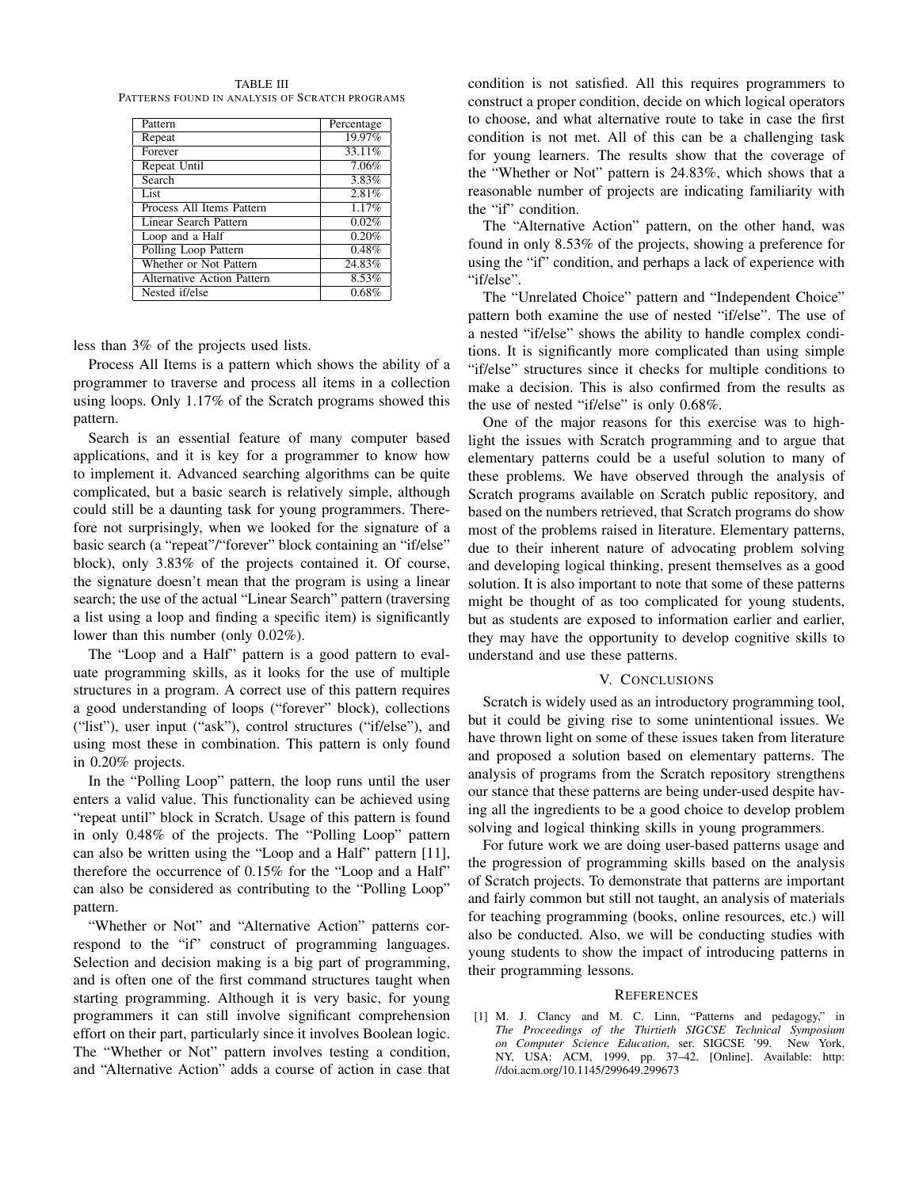TABLE III
PATTERNS FOUND IN ANALYSIS OF SCRATCH PROGRAMS

| Pattern | Percentage |
|---|---|
| Repeat | 19.97% |
| Forever | 33.11% |
| Repeat Until | 7.06% |
| Search | 3.83% |
| List | 2.81% |
| Process All Items Pattern | 1.17% |
| Linear Search Pattern | 0.02% |
| Loop and a Half | 0.20% |
| Polling Loop Pattern | 0.48% |
| Whether or Not Pattern | 24.83% |
| Alternative Action Pattern | 8.53% |
| Nested if/else | 0.68% |

less than 3% of the projects used lists.

Process All Items is a pattern which shows the ability of a programmer to traverse and process all items in a collection using loops. Only 1.17% of the Scratch programs showed this pattern.

Search is an essential feature of many computer based applications, and it is key for a programmer to know how to implement it. Advanced searching algorithms can be quite complicated, but a basic search is relatively simple, although could still be a daunting task for young programmers. Therefore not surprisingly, when we looked for the signature of a basic search (a "repeat"/"forever" block containing an "if/else" block), only 3.83% of the projects contained it. Of course, the signature doesn't mean that the program is using a linear search; the use of the actual "Linear Search" pattern (traversing a list using a loop and finding a specific item) is significantly lower than this number (only 0.02%).

The "Loop and a Half" pattern is a good pattern to evaluate programming skills, as it looks for the use of multiple structures in a program. A correct use of this pattern requires a good understanding of loops ("forever" block), collections ("list"), user input ("ask"), control structures ("if/else"), and using most these in combination. This pattern is only found in 0.20% projects.

In the "Polling Loop" pattern, the loop runs until the user enters a valid value. This functionality can be achieved using "repeat until" block in Scratch. Usage of this pattern is found in only 0.48% of the projects. The "Polling Loop" pattern can also be written using the "Loop and a Half" pattern [11], therefore the occurrence of 0.15% for the "Loop and a Half" can also be considered as contributing to the "Polling Loop" pattern.

"Whether or Not" and "Alternative Action" patterns correspond to the "if" construct of programming languages. Selection and decision making is a big part of programming, and is often one of the first command structures taught when starting programming. Although it is very basic, for young programmers it can still involve significant comprehension effort on their part, particularly since it involves Boolean logic. The "Whether or Not" pattern involves testing a condition, and "Alternative Action" adds a course of action in case that condition is not satisfied. All this requires programmers to construct a proper condition, decide on which logical operators to choose, and what alternative route to take in case the first condition is not met. All of this can be a challenging task for young learners. The results show that the coverage of the "Whether or Not" pattern is 24.83%, which shows that a reasonable number of projects are indicating familiarity with the "if" condition.

The "Alternative Action" pattern, on the other hand, was found in only 8.53% of the projects, showing a preference for using the "if" condition, and perhaps a lack of experience with "if/else".

The "Unrelated Choice" pattern and "Independent Choice" pattern both examine the use of nested "if/else". The use of a nested "if/else" shows the ability to handle complex conditions. It is significantly more complicated than using simple "if/else" structures since it checks for multiple conditions to make a decision. This is also confirmed from the results as the use of nested "if/else" is only 0.68%.

One of the major reasons for this exercise was to highlight the issues with Scratch programming and to argue that elementary patterns could be a useful solution to many of these problems. We have observed through the analysis of Scratch programs available on Scratch public repository, and based on the numbers retrieved, that Scratch programs do show most of the problems raised in literature. Elementary patterns, due to their inherent nature of advocating problem solving and developing logical thinking, present themselves as a good solution. It is also important to note that some of these patterns might be thought of as too complicated for young students, but as students are exposed to information earlier and earlier, they may have the opportunity to develop cognitive skills to understand and use these patterns.

## V. CONCLUSIONS

Scratch is widely used as an introductory programming tool, but it could be giving rise to some unintentional issues. We have thrown light on some of these issues taken from literature and proposed a solution based on elementary patterns. The analysis of programs from the Scratch repository strengthens our stance that these patterns are being under-used despite having all the ingredients to be a good choice to develop problem solving and logical thinking skills in young programmers.

For future work we are doing user-based patterns usage and the progression of programming skills based on the analysis of Scratch projects. To demonstrate that patterns are important and fairly common but still not taught, an analysis of materials for teaching programming (books, online resources, etc.) will also be conducted. Also, we will be conducting studies with young students to show the impact of introducing patterns in their programming lessons.

## REFERENCES

[1] M. J. Clancy and M. C. Linn, "Patterns and pedagogy," in *The Proceedings of the Thirtieth SIGCSE Technical Symposium on Computer Science Education*, ser. SIGCSE '99. New York, NY, USA: ACM, 1999, pp. 37–42. [Online]. Available: http://doi.acm.org/10.1145/299649.299673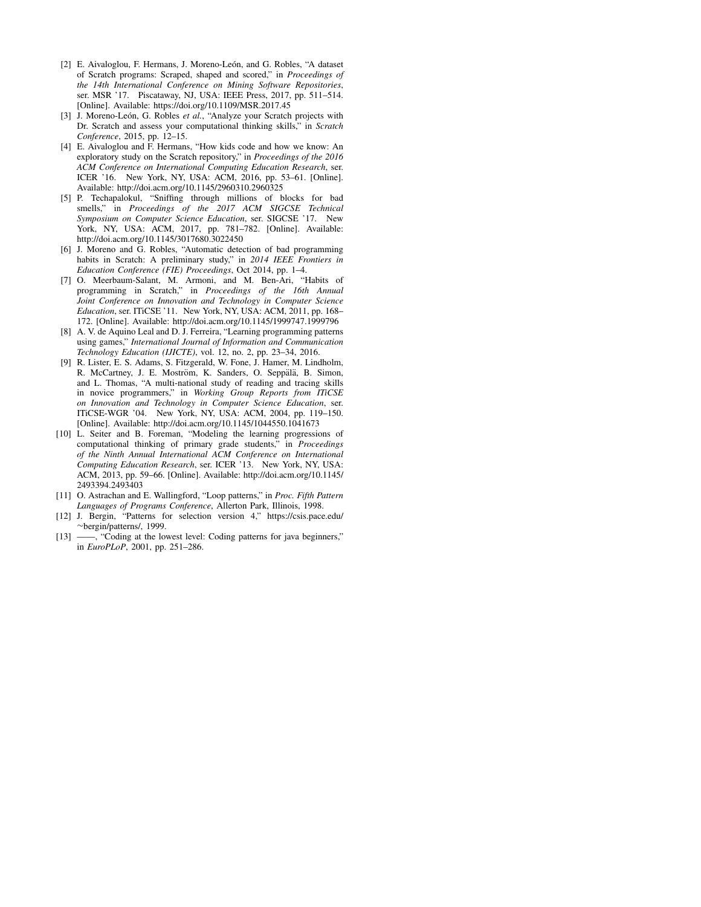[2] E. Aivaloglou, F. Hermans, J. Moreno-León, and G. Robles, "A dataset of Scratch programs: Scraped, shaped and scored," in *Proceedings of the 14th International Conference on Mining Software Repositories*, ser. MSR '17. Piscataway, NJ, USA: IEEE Press, 2017, pp. 511–514. [Online]. Available: https://doi.org/10.1109/MSR.2017.45

[3] J. Moreno-León, G. Robles *et al.*, "Analyze your Scratch projects with Dr. Scratch and assess your computational thinking skills," in *Scratch Conference*, 2015, pp. 12–15.

[4] E. Aivaloglou and F. Hermans, "How kids code and how we know: An exploratory study on the Scratch repository," in *Proceedings of the 2016 ACM Conference on International Computing Education Research*, ser. ICER '16. New York, NY, USA: ACM, 2016, pp. 53–61. [Online]. Available: http://doi.acm.org/10.1145/2960310.2960325

[5] P. Techapalokul, "Sniffing through millions of blocks for bad smells," in *Proceedings of the 2017 ACM SIGCSE Technical Symposium on Computer Science Education*, ser. SIGCSE '17. New York, NY, USA: ACM, 2017, pp. 781–782. [Online]. Available: http://doi.acm.org/10.1145/3017680.3022450

[6] J. Moreno and G. Robles, "Automatic detection of bad programming habits in Scratch: A preliminary study," in *2014 IEEE Frontiers in Education Conference (FIE) Proceedings*, Oct 2014, pp. 1–4.

[7] O. Meerbaum-Salant, M. Armoni, and M. Ben-Ari, "Habits of programming in Scratch," in *Proceedings of the 16th Annual Joint Conference on Innovation and Technology in Computer Science Education*, ser. ITiCSE '11. New York, NY, USA: ACM, 2011, pp. 168–172. [Online]. Available: http://doi.acm.org/10.1145/1999747.1999796

[8] A. V. de Aquino Leal and D. J. Ferreira, "Learning programming patterns using games," *International Journal of Information and Communication Technology Education (IJICTE)*, vol. 12, no. 2, pp. 23–34, 2016.

[9] R. Lister, E. S. Adams, S. Fitzgerald, W. Fone, J. Hamer, M. Lindholm, R. McCartney, J. E. Moström, K. Sanders, O. Seppälä, B. Simon, and L. Thomas, "A multi-national study of reading and tracing skills in novice programmers," in *Working Group Reports from ITiCSE on Innovation and Technology in Computer Science Education*, ser. ITiCSE-WGR '04. New York, NY, USA: ACM, 2004, pp. 119–150. [Online]. Available: http://doi.acm.org/10.1145/1044550.1041673

[10] L. Seiter and B. Foreman, "Modeling the learning progressions of computational thinking of primary grade students," in *Proceedings of the Ninth Annual International ACM Conference on International Computing Education Research*, ser. ICER '13. New York, NY, USA: ACM, 2013, pp. 59–66. [Online]. Available: http://doi.acm.org/10.1145/2493394.2493403

[11] O. Astrachan and E. Wallingford, "Loop patterns," in *Proc. Fifth Pattern Languages of Programs Conference*, Allerton Park, Illinois, 1998.

[12] J. Bergin, "Patterns for selection version 4," https://csis.pace.edu/~bergin/patterns/, 1999.

[13] ——, "Coding at the lowest level: Coding patterns for java beginners," in *EuroPLoP*, 2001, pp. 251–286.